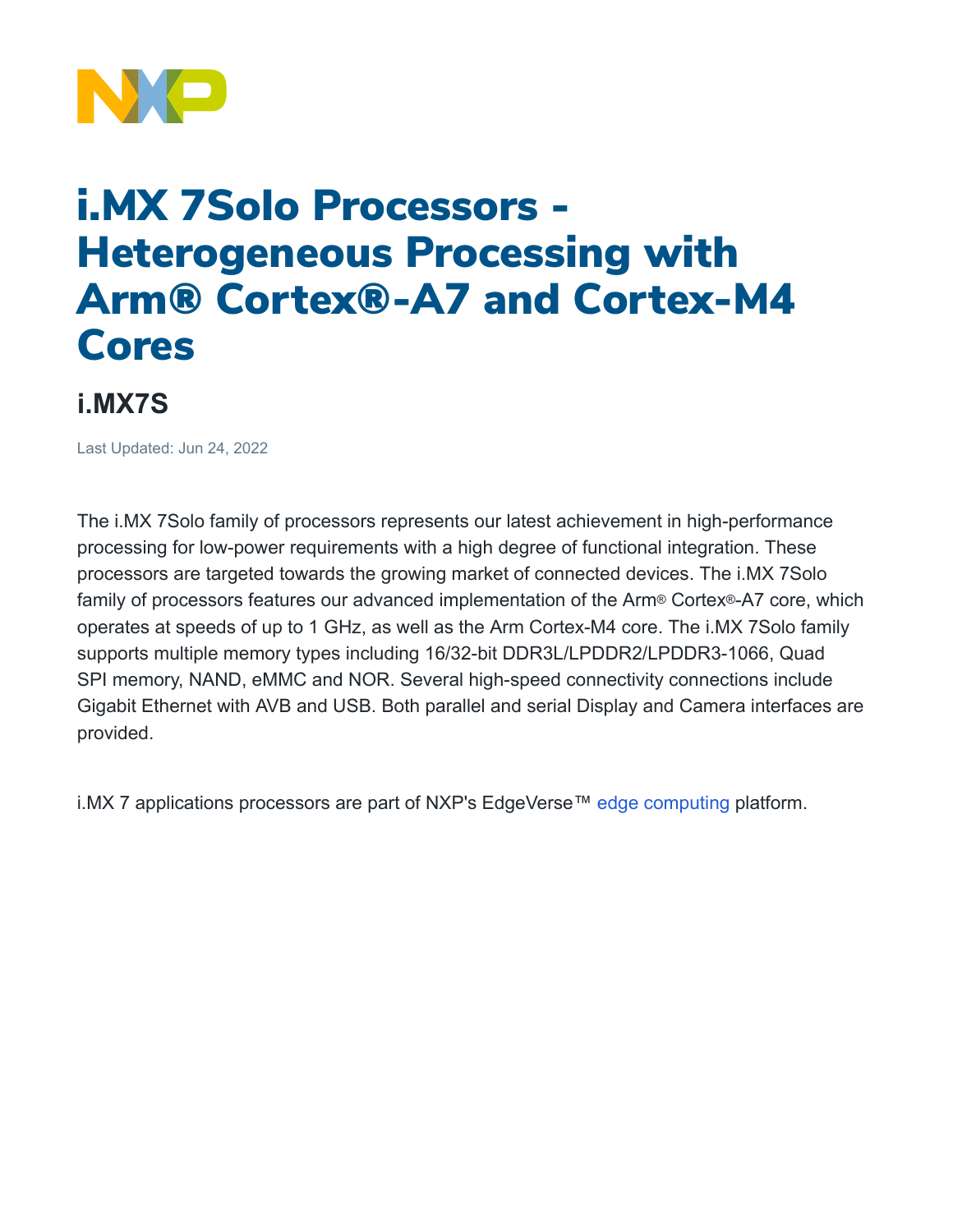# i.MX 7Solo Processors - Heterogeneous Processing with Arm® Cortex®-A7 and Cortex-M4 Cores

## i.MX7S

Last Updated: Jun 24, 2022

The i.MX 7Solo family of processors represents our latest achievement in high-performance processing for low-power requirements with a high degree of functional integration. These processors are targeted towards the growing market of connected devices. The i.MX 7Solo family of processors features our advanced implementation of the Arm® Cortex®-A7 core, which operates at speeds of up to 1 GHz, as well as the Arm Cortex-M4 core. The i.MX 7Solo family supports multiple memory types including 16/32-bit DDR3L/LPDDR2/LPDDR3-1066, Quad SPI memory, NAND, eMMC and NOR. Several high-speed connectivity connections include Gigabit Ethernet with AVB and USB. Both parallel and serial Display and Camera interfaces are provided.

i.MX 7 applications processors are part of NXP's EdgeVerse™ edge computing platform.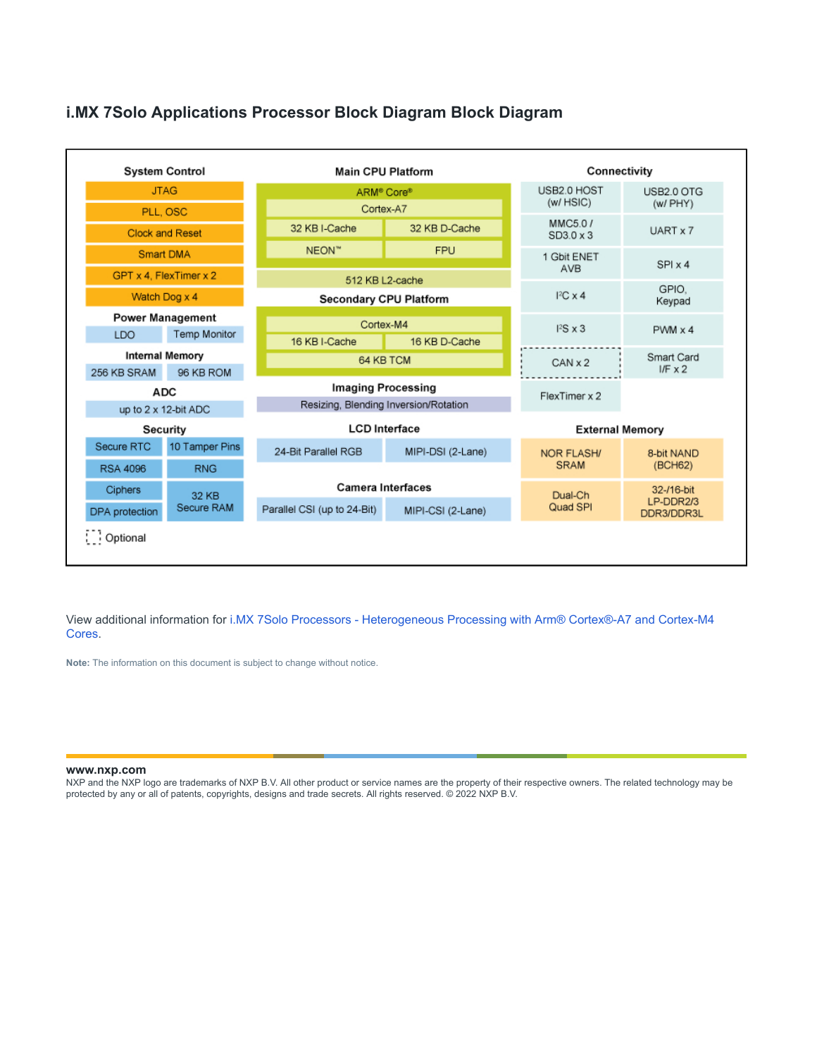## i.MX 7Solo Applications Processor Block Diagram Block Diagram

**System Control**

JTAG

PLL, OSC

Clock and Reset

Smart DMA

GPT x 4, FlexTimer x 2

Watch Dog x 4

**Power Management**

LDO

Temp Monitor

**Internal Memory**

256 KB SRAM

96 KB ROM

**ADC**

up to 2 x 12-bit ADC

**Security**

Secure RTC

10 Tamper Pins

RSA 4096

RNG

Ciphers

32 KB Secure RAM

DPA protection

Optional

**Main CPU Platform**

ARM® Core®

Cortex-A7

32 KB I-Cache

32 KB D-Cache

NEON™

FPU

512 KB L2-cache

**Secondary CPU Platform**

Cortex-M4

16 KB I-Cache

16 KB D-Cache

64 KB TCM

**Imaging Processing**

Resizing, Blending Inversion/Rotation

**LCD Interface**

24-Bit Parallel RGB

MIPI-DSI (2-Lane)

**Camera Interfaces**

Parallel CSI (up to 24-Bit)

MIPI-CSI (2-Lane)

**Connectivity**

USB2.0 HOST (w/ HSIC)

USB2.0 OTG (w/ PHY)

MMC5.0 / SD3.0 x 3

UART x 7

1 Gbit ENET AVB

SPI x 4

I²C x 4

GPIO, Keypad

I²S x 3

PWM x 4

CAN x 2

Smart Card I/F x 2

FlexTimer x 2

**External Memory**

NOR FLASH/ SRAM

8-bit NAND (BCH62)

Dual-Ch Quad SPI

32-/16-bit LP-DDR2/3 DDR3/DDR3L

View additional information for i.MX 7Solo Processors - Heterogeneous Processing with Arm® Cortex®-A7 and Cortex-M4 Cores.

**Note:** The information on this document is subject to change without notice.

**www.nxp.com**

NXP and the NXP logo are trademarks of NXP B.V. All other product or service names are the property of their respective owners. The related technology may be protected by any or all of patents, copyrights, designs and trade secrets. All rights reserved. © 2022 NXP B.V.